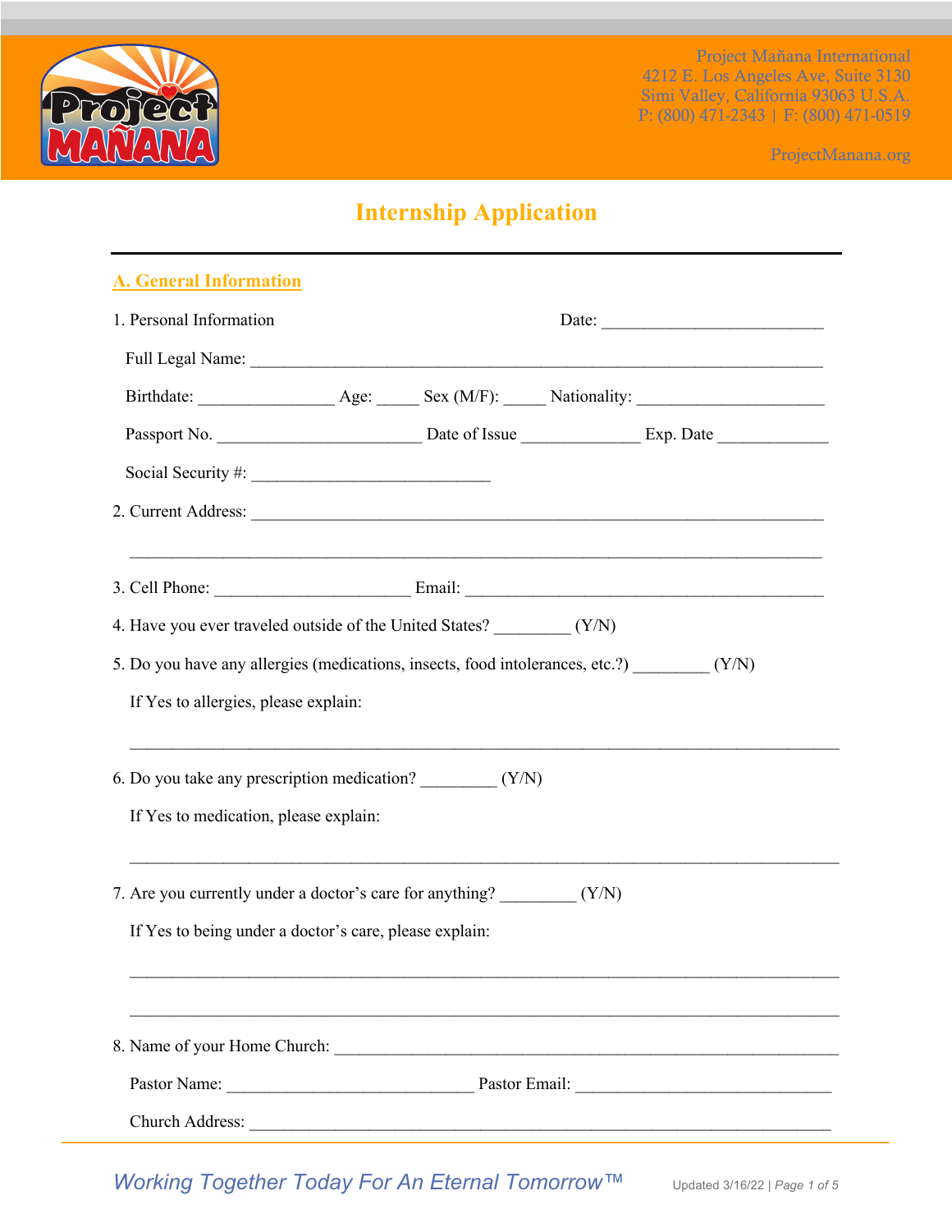Project Mañana International
4212 E. Los Angeles Ave, Suite 3130
Simi Valley, California 93063 U.S.A.
P: (800) 471-2343 | F: (800) 471-0519

ProjectManana.org

# Internship Application

## A. General Information

1. Personal Information                                                  Date: ___________________________

   Full Legal Name: ______________________________________________________________________

   Birthdate: ________________ Age: _____ Sex (M/F): _____ Nationality: _______________________

   Passport No. ________________________ Date of Issue ______________ Exp. Date _____________

   Social Security #: _____________________________

2. Current Address: ______________________________________________________________________

   ________________________________________________________________________________

3. Cell Phone: ________________________ Email: ____________________________________________

4. Have you ever traveled outside of the United States? _________ (Y/N)

5. Do you have any allergies (medications, insects, food intolerances, etc.?) _________ (Y/N)

   If Yes to allergies, please explain:

   ________________________________________________________________________________

6. Do you take any prescription medication? _________ (Y/N)

   If Yes to medication, please explain:

   ________________________________________________________________________________

7. Are you currently under a doctor's care for anything? _________ (Y/N)

   If Yes to being under a doctor's care, please explain:

   ________________________________________________________________________________

   ________________________________________________________________________________

8. Name of your Home Church: ______________________________________________________________

   Pastor Name: _______________________________ Pastor Email: ________________________________

   Church Address: _____________________________________________________________________

*Working Together Today For An Eternal Tomorrow™*

Updated 3/16/22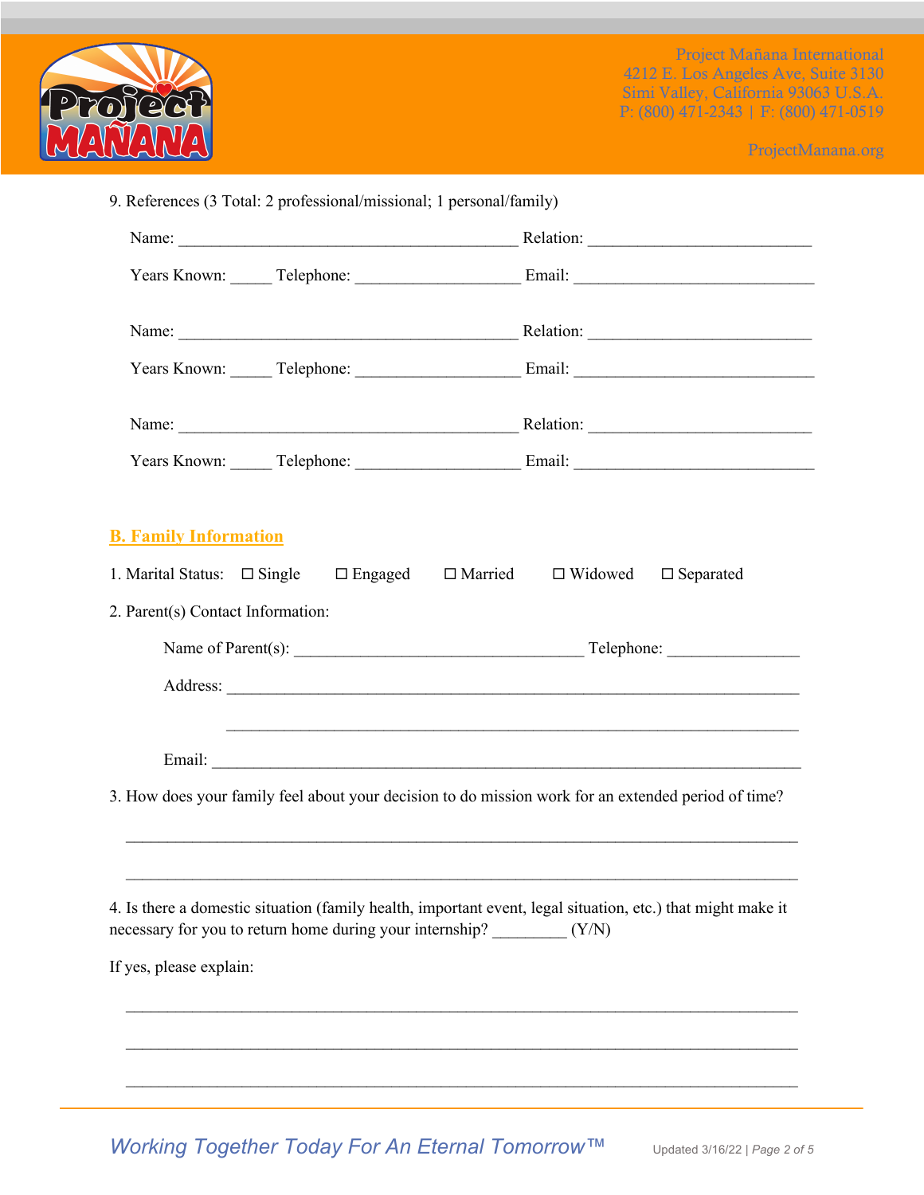Project Mañana International
4212 E. Los Angeles Ave, Suite 3130
Simi Valley, California 93063 U.S.A.
P: (800) 471-2343 | F: (800) 471-0519

ProjectManana.org

9. References (3 Total: 2 professional/missional; 1 personal/family)

Name: ________________________________________ Relation: __________________________

Years Known: _____ Telephone: ___________________ Email: ___________________________

Name: ________________________________________ Relation: __________________________

Years Known: _____ Telephone: ___________________ Email: ___________________________

Name: ________________________________________ Relation: __________________________

Years Known: _____ Telephone: ___________________ Email: ___________________________

## B. Family Information

1. Marital Status: ☐ Single ☐ Engaged ☐ Married ☐ Widowed ☐ Separated

2. Parent(s) Contact Information:

Name of Parent(s): __________________________________ Telephone: _______________

Address: ________________________________________________________________

________________________________________________________________

Email: __________________________________________________________________

3. How does your family feel about your decision to do mission work for an extended period of time?

_______________________________________________________________________________

_______________________________________________________________________________

4. Is there a domestic situation (family health, important event, legal situation, etc.) that might make it necessary for you to return home during your internship? _________ (Y/N)

If yes, please explain:

_______________________________________________________________________________

_______________________________________________________________________________

_______________________________________________________________________________

*Working Together Today For An Eternal Tomorrow™*

Updated 3/16/22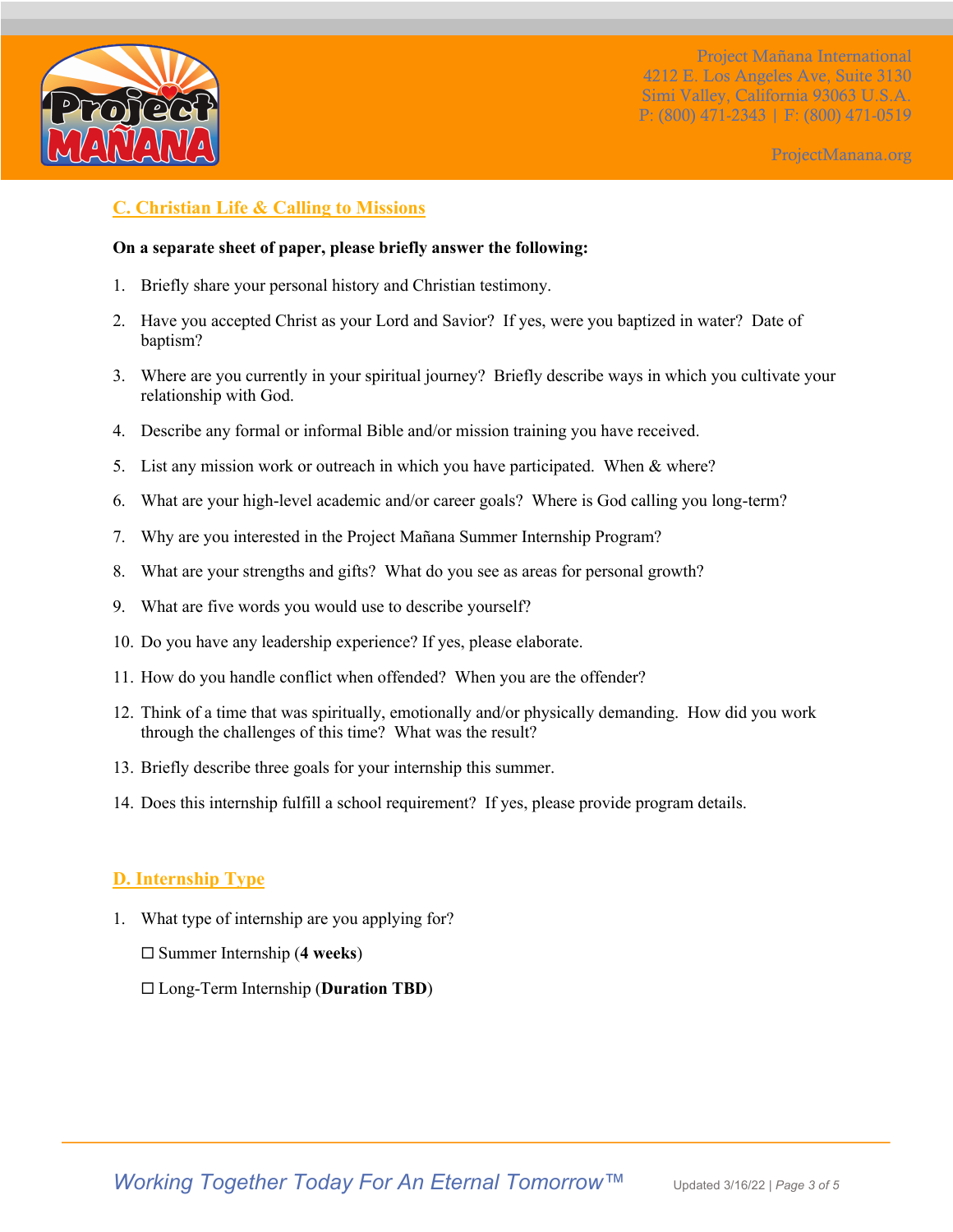## C. Christian Life & Calling to Missions

**On a separate sheet of paper, please briefly answer the following:**

1. Briefly share your personal history and Christian testimony.
2. Have you accepted Christ as your Lord and Savior? If yes, were you baptized in water? Date of baptism?
3. Where are you currently in your spiritual journey? Briefly describe ways in which you cultivate your relationship with God.
4. Describe any formal or informal Bible and/or mission training you have received.
5. List any mission work or outreach in which you have participated. When & where?
6. What are your high-level academic and/or career goals? Where is God calling you long-term?
7. Why are you interested in the Project Mañana Summer Internship Program?
8. What are your strengths and gifts? What do you see as areas for personal growth?
9. What are five words you would use to describe yourself?
10. Do you have any leadership experience? If yes, please elaborate.
11. How do you handle conflict when offended? When you are the offender?
12. Think of a time that was spiritually, emotionally and/or physically demanding. How did you work through the challenges of this time? What was the result?
13. Briefly describe three goals for your internship this summer.
14. Does this internship fulfill a school requirement? If yes, please provide program details.

## D. Internship Type

1. What type of internship are you applying for?

   ☐ Summer Internship (**4 weeks**)

   ☐ Long-Term Internship (**Duration TBD**)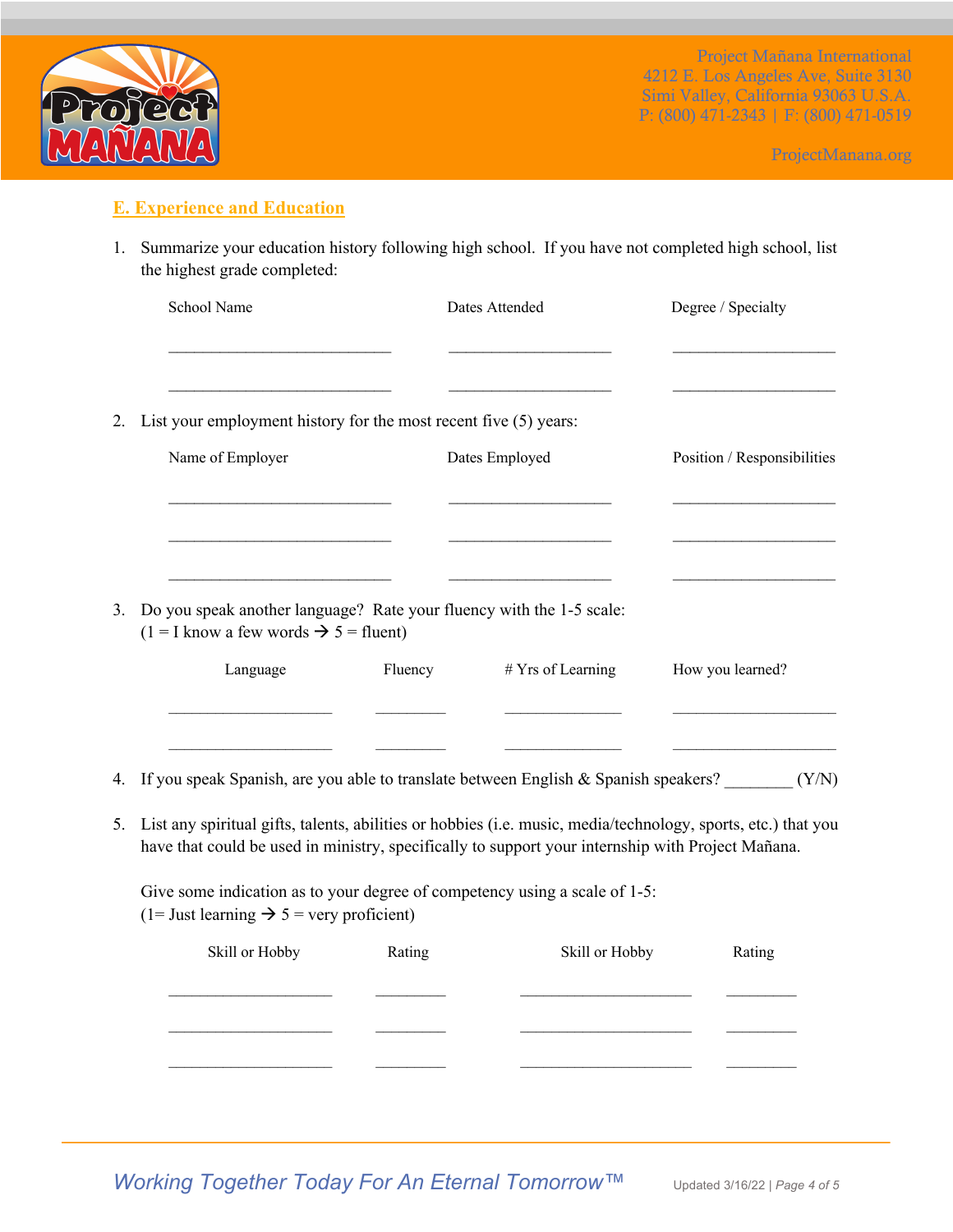## E. Experience and Education

1. Summarize your education history following high school. If you have not completed high school, list the highest grade completed:

| School Name | Dates Attended | Degree / Specialty |
|---|---|---|
| ___________________________ | ____________________ | ____________________ |
| ___________________________ | ____________________ | ____________________ |

2. List your employment history for the most recent five (5) years:

| Name of Employer | Dates Employed | Position / Responsibilities |
|---|---|---|
| ___________________________ | ____________________ | ____________________ |
| ___________________________ | ____________________ | ____________________ |
| ___________________________ | ____________________ | ____________________ |

3. Do you speak another language? Rate your fluency with the 1-5 scale:
   (1 = I know a few words → 5 = fluent)

| Language | Fluency | # Yrs of Learning | How you learned? |
|---|---|---|---|
| ____________________ | ________ | ______________ | ____________________ |
| ____________________ | ________ | ______________ | ____________________ |

4. If you speak Spanish, are you able to translate between English & Spanish speakers? ________ (Y/N)

5. List any spiritual gifts, talents, abilities or hobbies (i.e. music, media/technology, sports, etc.) that you have that could be used in ministry, specifically to support your internship with Project Mañana.

   Give some indication as to your degree of competency using a scale of 1-5:
   (1= Just learning → 5 = very proficient)

| Skill or Hobby | Rating | Skill or Hobby | Rating |
|---|---|---|---|
| ____________________ | ________ | ____________________ | ________ |
| ____________________ | ________ | ____________________ | ________ |
| ____________________ | ________ | ____________________ | ________ |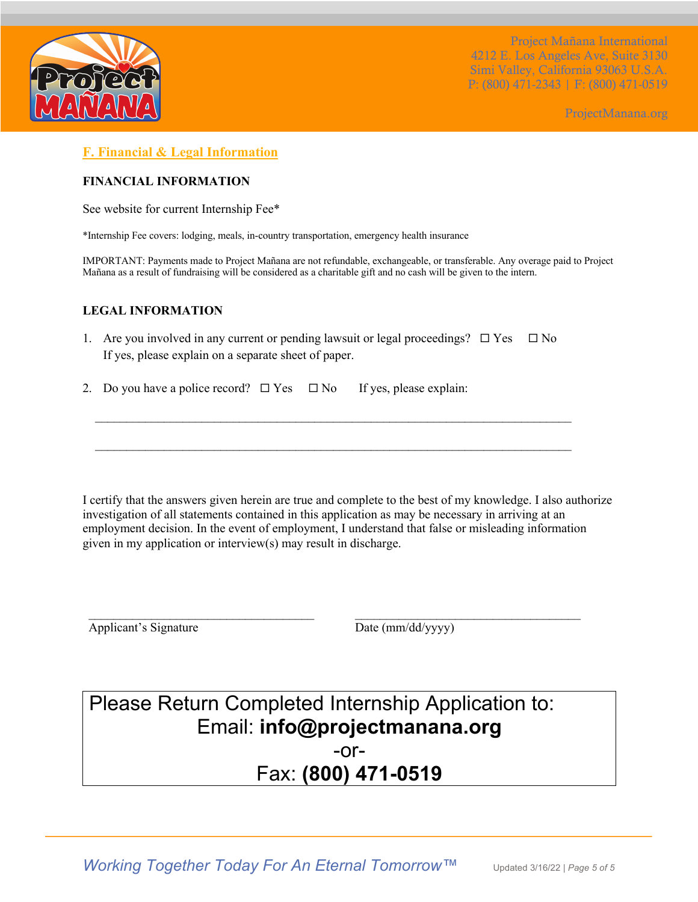## F. Financial & Legal Information

### FINANCIAL INFORMATION

See website for current Internship Fee*

*Internship Fee covers: lodging, meals, in-country transportation, emergency health insurance

IMPORTANT: Payments made to Project Mañana are not refundable, exchangeable, or transferable. Any overage paid to Project Mañana as a result of fundraising will be considered as a charitable gift and no cash will be given to the intern.

### LEGAL INFORMATION

1. Are you involved in any current or pending lawsuit or legal proceedings? ☐ Yes ☐ No
   If yes, please explain on a separate sheet of paper.

2. Do you have a police record? ☐ Yes ☐ No If yes, please explain:

   ______________________________________________________________________________

   ______________________________________________________________________________

I certify that the answers given herein are true and complete to the best of my knowledge. I also authorize investigation of all statements contained in this application as may be necessary in arriving at an employment decision. In the event of employment, I understand that false or misleading information given in my application or interview(s) may result in discharge.

_____________________________________ _____________________________________

Applicant's Signature Date (mm/dd/yyyy)

Please Return Completed Internship Application to:

Email: **info@projectmanana.org**

-or-

Fax: **(800) 471-0519**

*Working Together Today For An Eternal Tomorrow™*